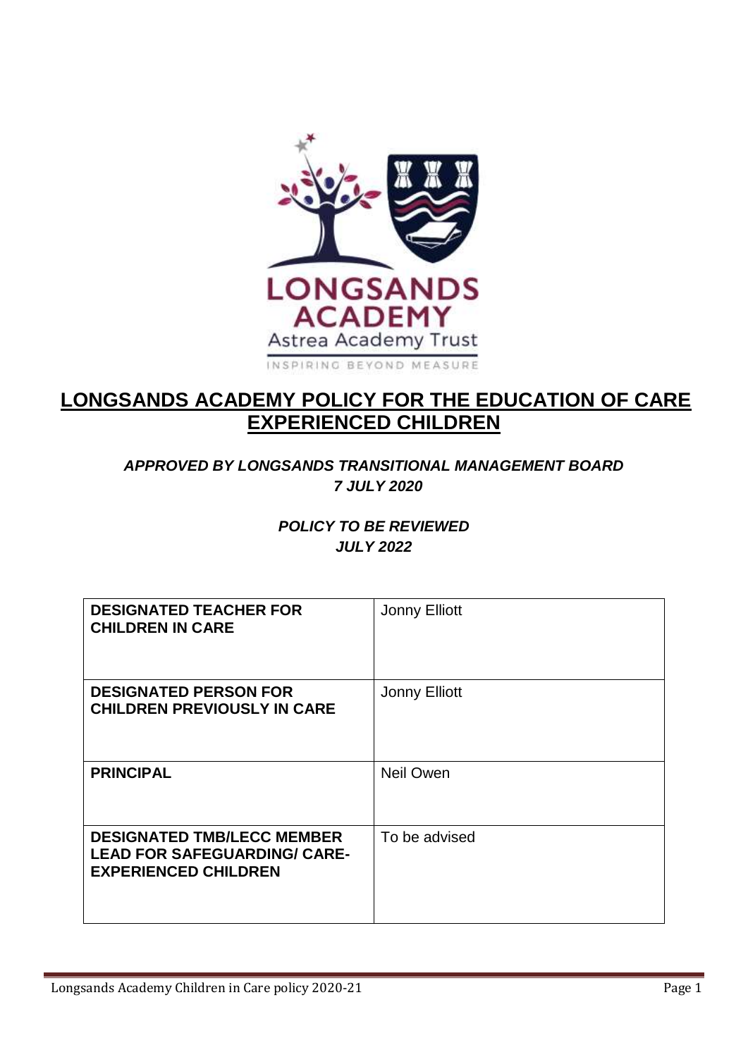# LONGSANDS ACADEMY POLICY FOR THE EDUCATION OF CARE EXPERIENCED CHILDREN

***APPROVED BY LONGSANDS TRANSITIONAL MANAGEMENT BOARD***
***7 JULY 2020***

***POLICY TO BE REVIEWED***
***JULY 2022***

| | |
|---|---|
| **DESIGNATED TEACHER FOR CHILDREN IN CARE** | Jonny Elliott |
| **DESIGNATED PERSON FOR CHILDREN PREVIOUSLY IN CARE** | Jonny Elliott |
| **PRINCIPAL** | Neil Owen |
| **DESIGNATED TMB/LECC MEMBER LEAD FOR SAFEGUARDING/ CARE-EXPERIENCED CHILDREN** | To be advised |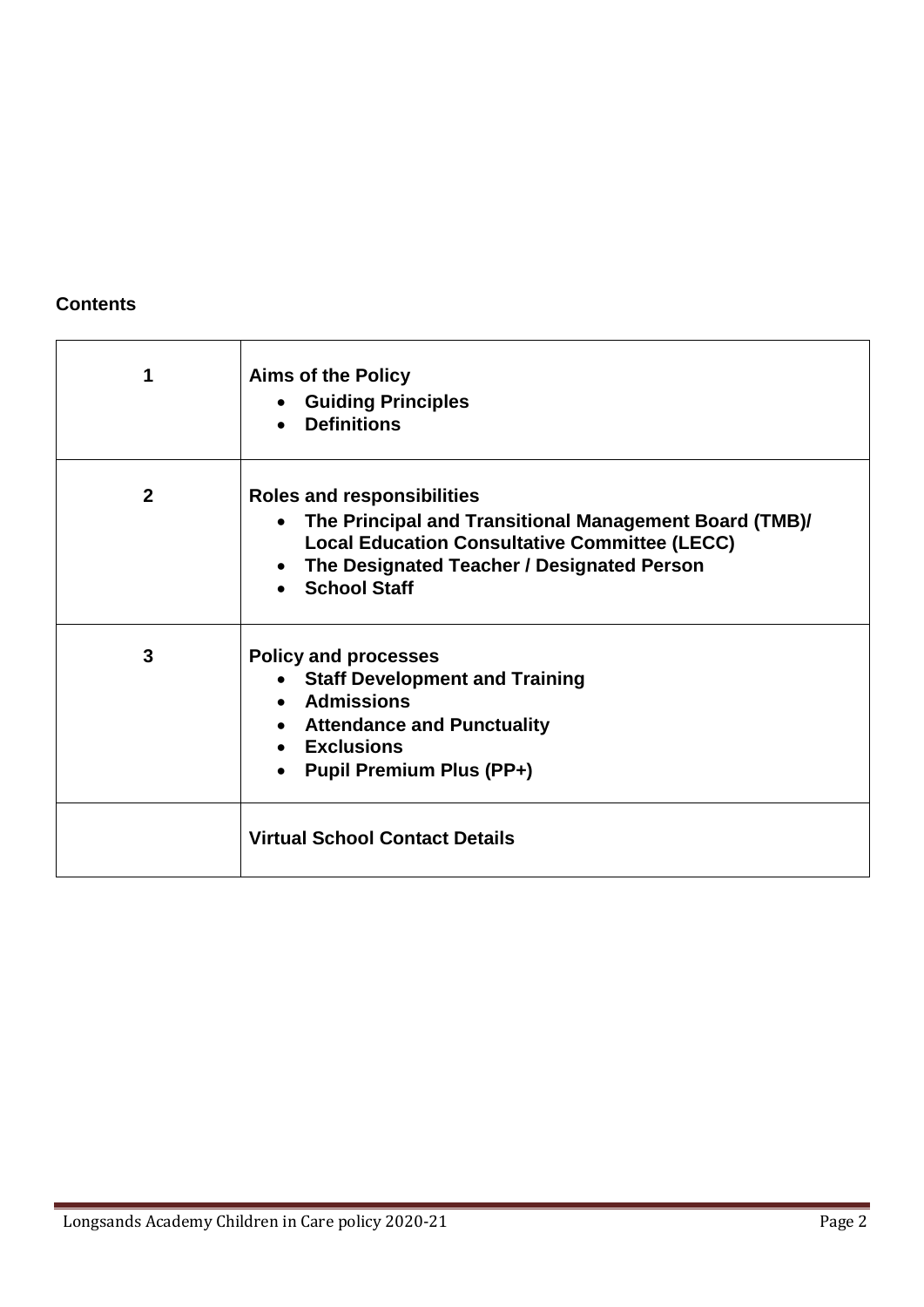**Contents**

| | |
|---|---|
| 1 | **Aims of the Policy**<br>• **Guiding Principles**<br>• **Definitions** |
| 2 | **Roles and responsibilities**<br>• **The Principal and Transitional Management Board (TMB)/ Local Education Consultative Committee (LECC)**<br>• **The Designated Teacher / Designated Person**<br>• **School Staff** |
| 3 | **Policy and processes**<br>• **Staff Development and Training**<br>• **Admissions**<br>• **Attendance and Punctuality**<br>• **Exclusions**<br>• **Pupil Premium Plus (PP+)** |
| | **Virtual School Contact Details** |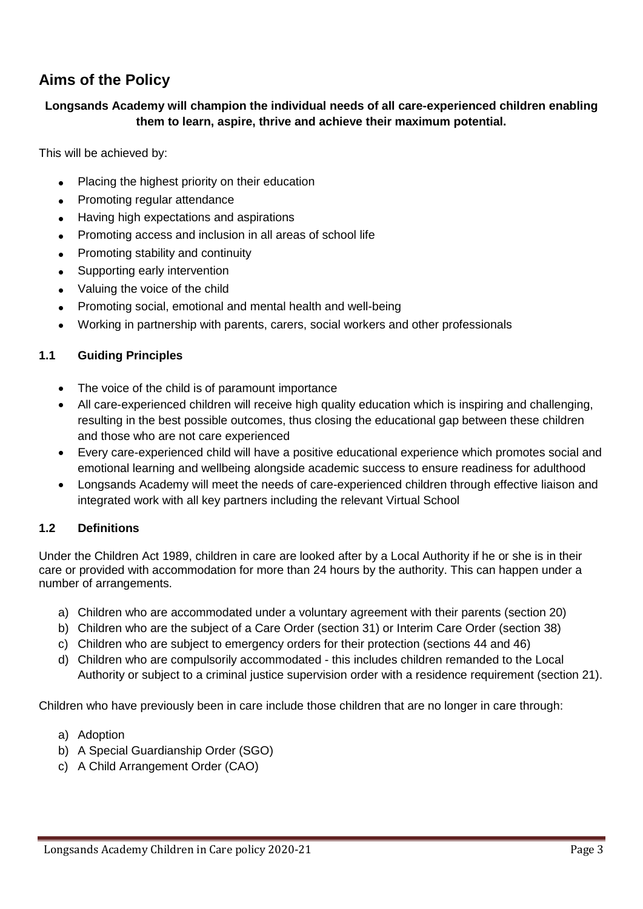## Aims of the Policy

**Longsands Academy will champion the individual needs of all care-experienced children enabling them to learn, aspire, thrive and achieve their maximum potential.**

This will be achieved by:

- Placing the highest priority on their education
- Promoting regular attendance
- Having high expectations and aspirations
- Promoting access and inclusion in all areas of school life
- Promoting stability and continuity
- Supporting early intervention
- Valuing the voice of the child
- Promoting social, emotional and mental health and well-being
- Working in partnership with parents, carers, social workers and other professionals

### 1.1 Guiding Principles

- The voice of the child is of paramount importance
- All care-experienced children will receive high quality education which is inspiring and challenging, resulting in the best possible outcomes, thus closing the educational gap between these children and those who are not care experienced
- Every care-experienced child will have a positive educational experience which promotes social and emotional learning and wellbeing alongside academic success to ensure readiness for adulthood
- Longsands Academy will meet the needs of care-experienced children through effective liaison and integrated work with all key partners including the relevant Virtual School

### 1.2 Definitions

Under the Children Act 1989, children in care are looked after by a Local Authority if he or she is in their care or provided with accommodation for more than 24 hours by the authority. This can happen under a number of arrangements.

a) Children who are accommodated under a voluntary agreement with their parents (section 20)
b) Children who are the subject of a Care Order (section 31) or Interim Care Order (section 38)
c) Children who are subject to emergency orders for their protection (sections 44 and 46)
d) Children who are compulsorily accommodated - this includes children remanded to the Local Authority or subject to a criminal justice supervision order with a residence requirement (section 21).

Children who have previously been in care include those children that are no longer in care through:

a) Adoption
b) A Special Guardianship Order (SGO)
c) A Child Arrangement Order (CAO)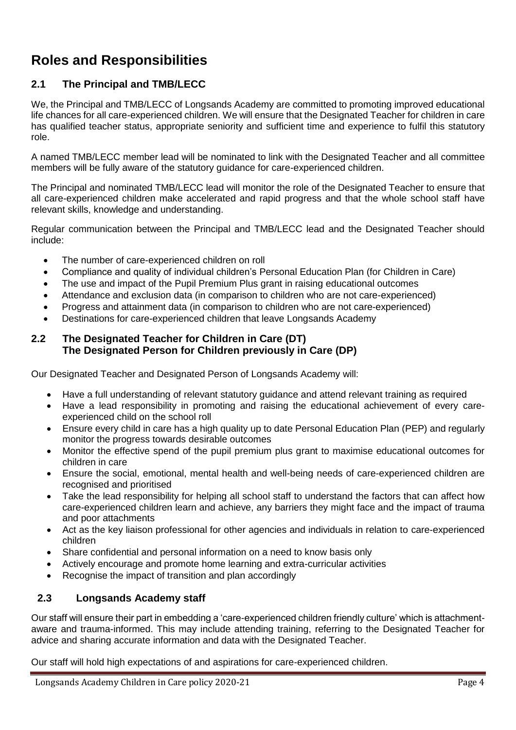# Roles and Responsibilities

## 2.1 The Principal and TMB/LECC

We, the Principal and TMB/LECC of Longsands Academy are committed to promoting improved educational life chances for all care-experienced children. We will ensure that the Designated Teacher for children in care has qualified teacher status, appropriate seniority and sufficient time and experience to fulfil this statutory role.

A named TMB/LECC member lead will be nominated to link with the Designated Teacher and all committee members will be fully aware of the statutory guidance for care-experienced children.

The Principal and nominated TMB/LECC lead will monitor the role of the Designated Teacher to ensure that all care-experienced children make accelerated and rapid progress and that the whole school staff have relevant skills, knowledge and understanding.

Regular communication between the Principal and TMB/LECC lead and the Designated Teacher should include:

- The number of care-experienced children on roll
- Compliance and quality of individual children's Personal Education Plan (for Children in Care)
- The use and impact of the Pupil Premium Plus grant in raising educational outcomes
- Attendance and exclusion data (in comparison to children who are not care-experienced)
- Progress and attainment data (in comparison to children who are not care-experienced)
- Destinations for care-experienced children that leave Longsands Academy

## 2.2 The Designated Teacher for Children in Care (DT) The Designated Person for Children previously in Care (DP)

Our Designated Teacher and Designated Person of Longsands Academy will:

- Have a full understanding of relevant statutory guidance and attend relevant training as required
- Have a lead responsibility in promoting and raising the educational achievement of every care-experienced child on the school roll
- Ensure every child in care has a high quality up to date Personal Education Plan (PEP) and regularly monitor the progress towards desirable outcomes
- Monitor the effective spend of the pupil premium plus grant to maximise educational outcomes for children in care
- Ensure the social, emotional, mental health and well-being needs of care-experienced children are recognised and prioritised
- Take the lead responsibility for helping all school staff to understand the factors that can affect how care-experienced children learn and achieve, any barriers they might face and the impact of trauma and poor attachments
- Act as the key liaison professional for other agencies and individuals in relation to care-experienced children
- Share confidential and personal information on a need to know basis only
- Actively encourage and promote home learning and extra-curricular activities
- Recognise the impact of transition and plan accordingly

## 2.3 Longsands Academy staff

Our staff will ensure their part in embedding a 'care-experienced children friendly culture' which is attachment-aware and trauma-informed. This may include attending training, referring to the Designated Teacher for advice and sharing accurate information and data with the Designated Teacher.

Our staff will hold high expectations of and aspirations for care-experienced children.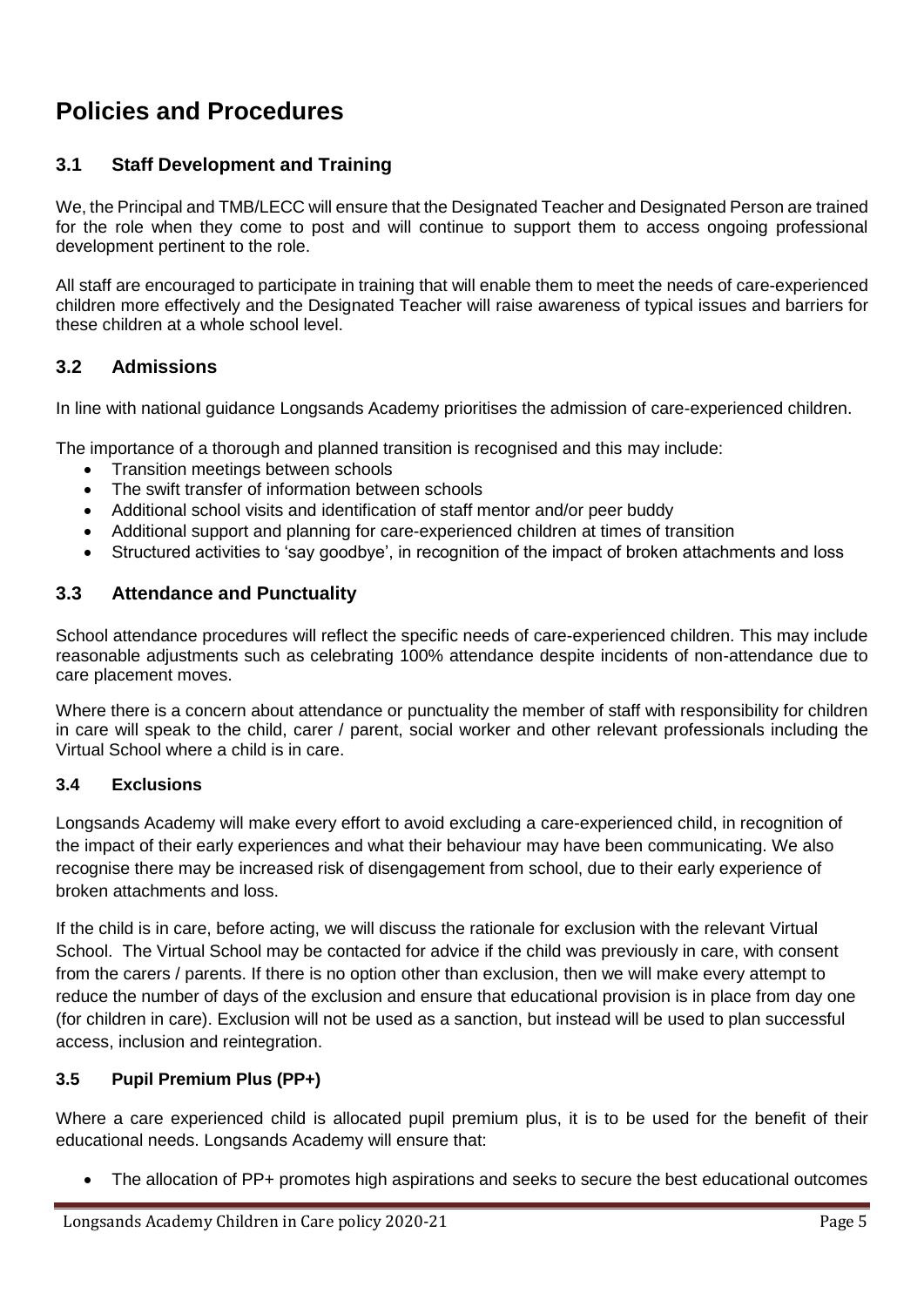# Policies and Procedures

## 3.1 Staff Development and Training

We, the Principal and TMB/LECC will ensure that the Designated Teacher and Designated Person are trained for the role when they come to post and will continue to support them to access ongoing professional development pertinent to the role.

All staff are encouraged to participate in training that will enable them to meet the needs of care-experienced children more effectively and the Designated Teacher will raise awareness of typical issues and barriers for these children at a whole school level.

## 3.2 Admissions

In line with national guidance Longsands Academy prioritises the admission of care-experienced children.

The importance of a thorough and planned transition is recognised and this may include:

- Transition meetings between schools
- The swift transfer of information between schools
- Additional school visits and identification of staff mentor and/or peer buddy
- Additional support and planning for care-experienced children at times of transition
- Structured activities to 'say goodbye', in recognition of the impact of broken attachments and loss

## 3.3 Attendance and Punctuality

School attendance procedures will reflect the specific needs of care-experienced children. This may include reasonable adjustments such as celebrating 100% attendance despite incidents of non-attendance due to care placement moves.

Where there is a concern about attendance or punctuality the member of staff with responsibility for children in care will speak to the child, carer / parent, social worker and other relevant professionals including the Virtual School where a child is in care.

### 3.4 Exclusions

Longsands Academy will make every effort to avoid excluding a care-experienced child, in recognition of the impact of their early experiences and what their behaviour may have been communicating. We also recognise there may be increased risk of disengagement from school, due to their early experience of broken attachments and loss.

If the child is in care, before acting, we will discuss the rationale for exclusion with the relevant Virtual School. The Virtual School may be contacted for advice if the child was previously in care, with consent from the carers / parents. If there is no option other than exclusion, then we will make every attempt to reduce the number of days of the exclusion and ensure that educational provision is in place from day one (for children in care). Exclusion will not be used as a sanction, but instead will be used to plan successful access, inclusion and reintegration.

### 3.5 Pupil Premium Plus (PP+)

Where a care experienced child is allocated pupil premium plus, it is to be used for the benefit of their educational needs. Longsands Academy will ensure that:

- The allocation of PP+ promotes high aspirations and seeks to secure the best educational outcomes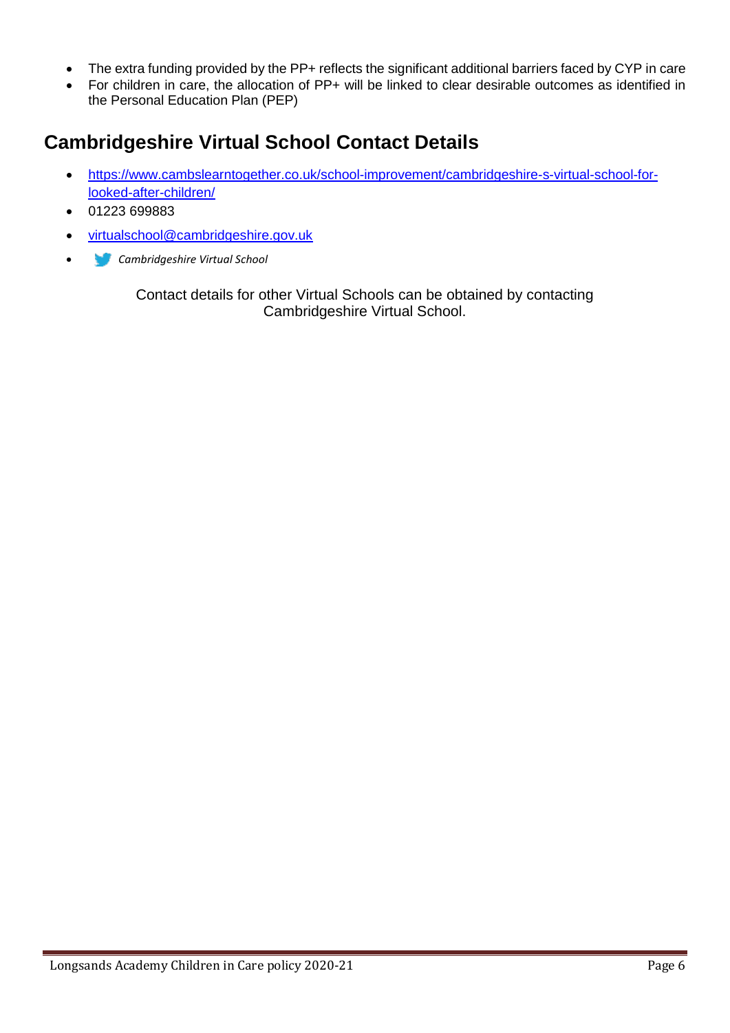- The extra funding provided by the PP+ reflects the significant additional barriers faced by CYP in care
- For children in care, the allocation of PP+ will be linked to clear desirable outcomes as identified in the Personal Education Plan (PEP)

## Cambridgeshire Virtual School Contact Details

- https://www.cambslearntogether.co.uk/school-improvement/cambridgeshire-s-virtual-school-for-looked-after-children/
- 01223 699883
- virtualschool@cambridgeshire.gov.uk
- *Cambridgeshire Virtual School*

Contact details for other Virtual Schools can be obtained by contacting Cambridgeshire Virtual School.